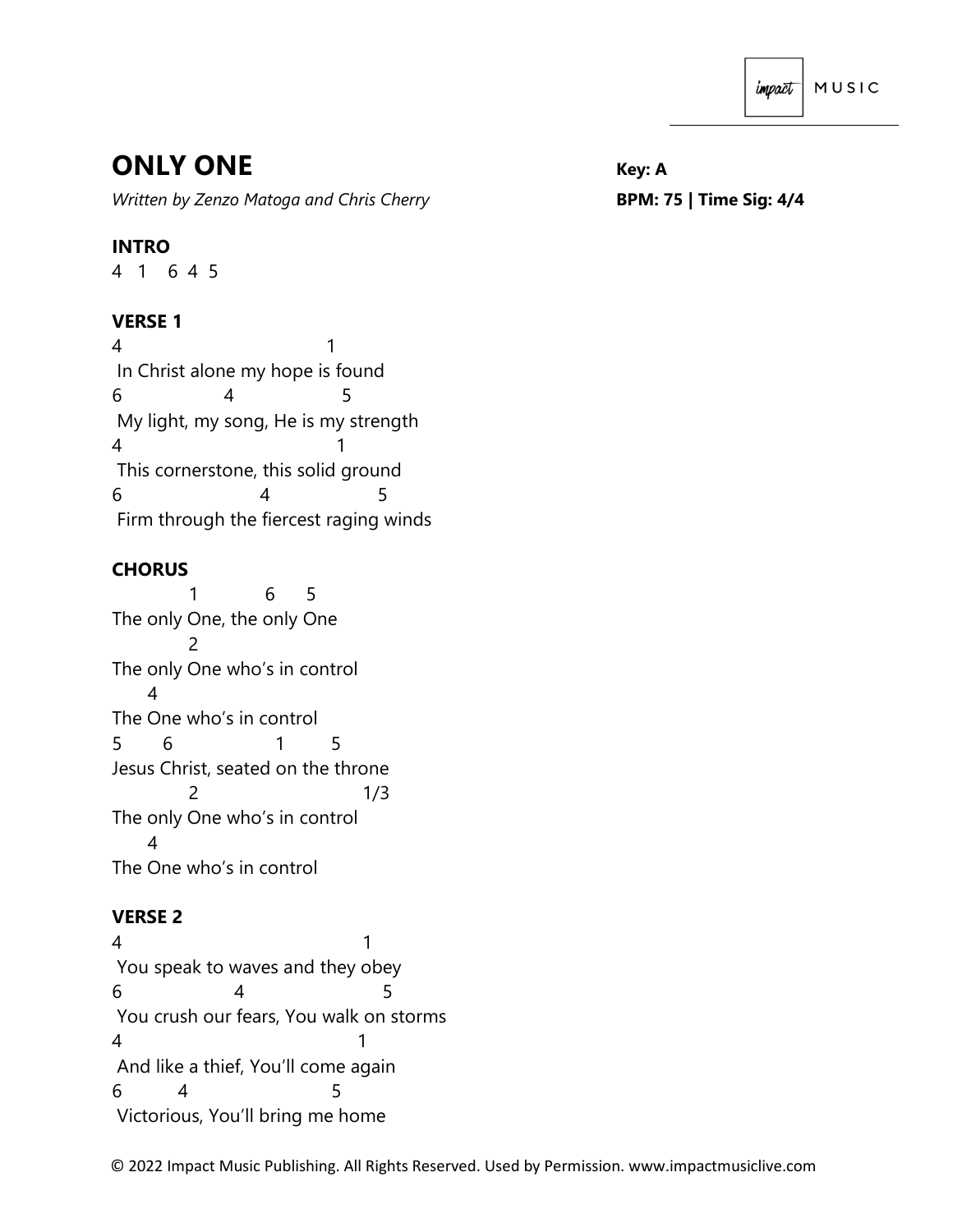# ONLY ONE

*Written by Zenzo Matoga and Chris Cherry*

**Key: A**

**BPM: 75 | Time Sig: 4/4**

**INTRO**

```
4  1   6 4 5
```

**VERSE 1**

```
4                              1
 In Christ alone my hope is found
6              4               5
 My light, my song, He is my strength
4                               1
 This cornerstone, this solid ground
6                     4                5
 Firm through the fiercest raging winds
```

**CHORUS**

```
            1           6      5
The only One, the only One
            2
The only One who's in control
      4
The One who's in control
5       6                1         5
Jesus Christ, seated on the throne
            2                        1/3
The only One who's in control
      4
The One who's in control
```

**VERSE 2**

```
4                                    1
 You speak to waves and they obey
6                 4                     5
 You crush our fears, You walk on storms
4                                     1
 And like a thief, You'll come again
6          4                    5
 Victorious, You'll bring me home
```

© 2022 Impact Music Publishing. All Rights Reserved. Used by Permission. www.impactmusiclive.com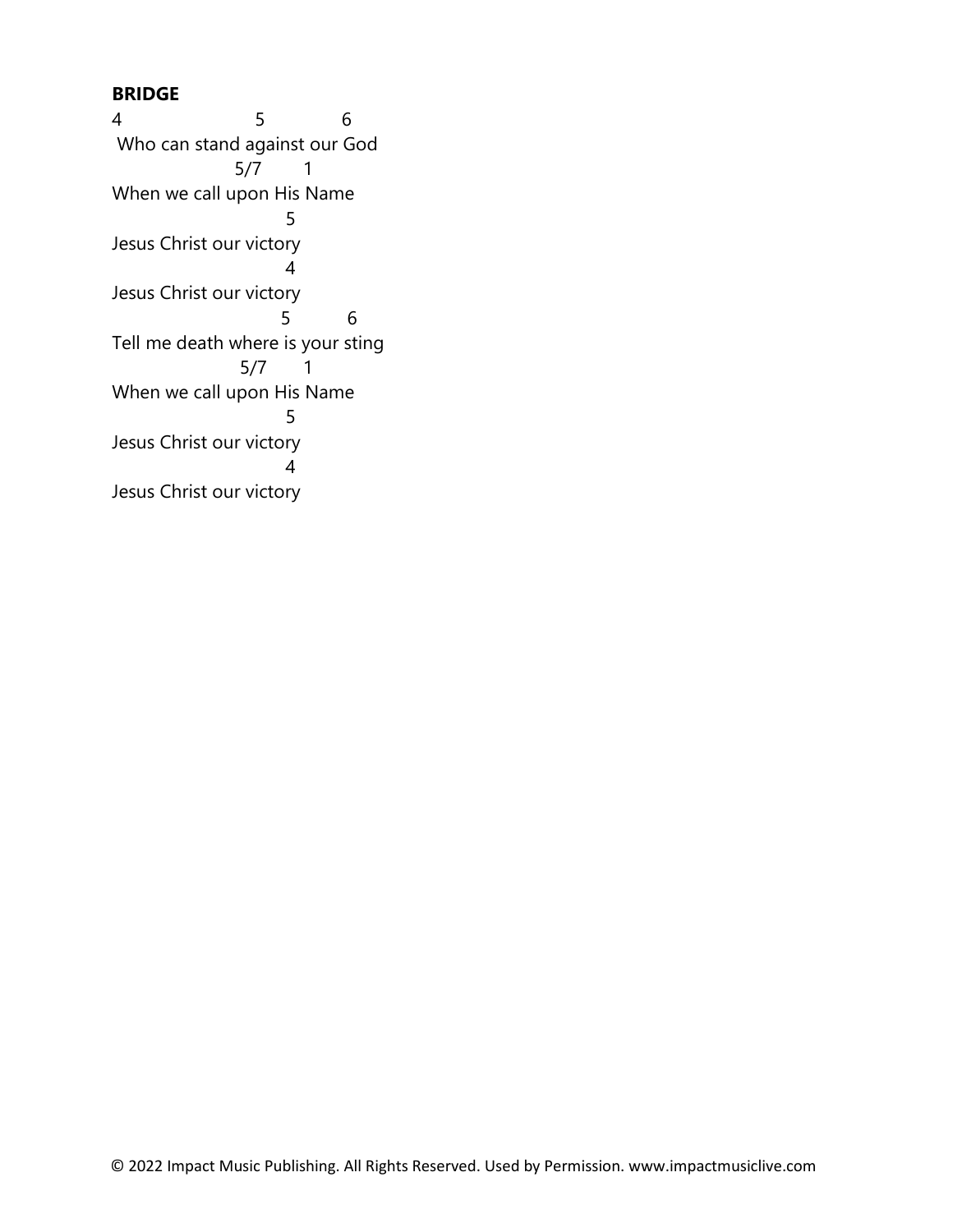**BRIDGE**

```
4                      5              6
 Who can stand against our God
                    5/7        1
When we call upon His Name
                             5
Jesus Christ our victory
                             4
Jesus Christ our victory
                           5           6
Tell me death where is your sting
                   5/7       1
When we call upon His Name
                             5
Jesus Christ our victory
                             4
Jesus Christ our victory
```

© 2022 Impact Music Publishing. All Rights Reserved. Used by Permission. www.impactmusiclive.com